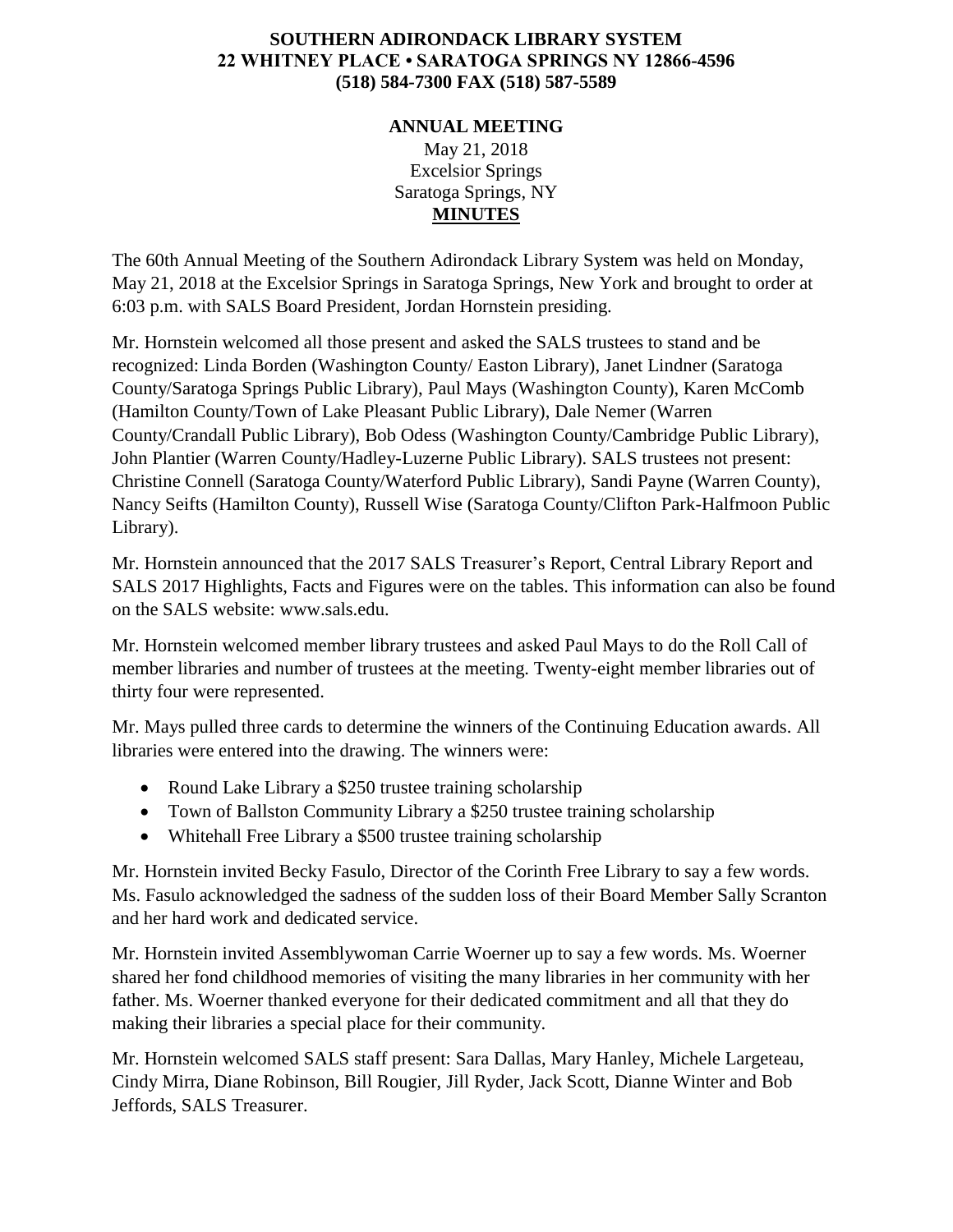**SOUTHERN ADIRONDACK LIBRARY SYSTEM**
**22 WHITNEY PLACE • SARATOGA SPRINGS NY 12866-4596**
**(518) 584-7300 FAX (518) 587-5589**

**ANNUAL MEETING**
May 21, 2018
Excelsior Springs
Saratoga Springs, NY
**MINUTES**

The 60th Annual Meeting of the Southern Adirondack Library System was held on Monday, May 21, 2018 at the Excelsior Springs in Saratoga Springs, New York and brought to order at 6:03 p.m. with SALS Board President, Jordan Hornstein presiding.

Mr. Hornstein welcomed all those present and asked the SALS trustees to stand and be recognized: Linda Borden (Washington County/ Easton Library), Janet Lindner (Saratoga County/Saratoga Springs Public Library), Paul Mays (Washington County), Karen McComb (Hamilton County/Town of Lake Pleasant Public Library), Dale Nemer (Warren County/Crandall Public Library), Bob Odess (Washington County/Cambridge Public Library), John Plantier (Warren County/Hadley-Luzerne Public Library). SALS trustees not present: Christine Connell (Saratoga County/Waterford Public Library), Sandi Payne (Warren County), Nancy Seifts (Hamilton County), Russell Wise (Saratoga County/Clifton Park-Halfmoon Public Library).

Mr. Hornstein announced that the 2017 SALS Treasurer's Report, Central Library Report and SALS 2017 Highlights, Facts and Figures were on the tables. This information can also be found on the SALS website: www.sals.edu.

Mr. Hornstein welcomed member library trustees and asked Paul Mays to do the Roll Call of member libraries and number of trustees at the meeting. Twenty-eight member libraries out of thirty four were represented.

Mr. Mays pulled three cards to determine the winners of the Continuing Education awards. All libraries were entered into the drawing. The winners were:

- Round Lake Library a $250 trustee training scholarship
- Town of Ballston Community Library a $250 trustee training scholarship
- Whitehall Free Library a $500 trustee training scholarship

Mr. Hornstein invited Becky Fasulo, Director of the Corinth Free Library to say a few words. Ms. Fasulo acknowledged the sadness of the sudden loss of their Board Member Sally Scranton and her hard work and dedicated service.

Mr. Hornstein invited Assemblywoman Carrie Woerner up to say a few words. Ms. Woerner shared her fond childhood memories of visiting the many libraries in her community with her father. Ms. Woerner thanked everyone for their dedicated commitment and all that they do making their libraries a special place for their community.

Mr. Hornstein welcomed SALS staff present: Sara Dallas, Mary Hanley, Michele Largeteau, Cindy Mirra, Diane Robinson, Bill Rougier, Jill Ryder, Jack Scott, Dianne Winter and Bob Jeffords, SALS Treasurer.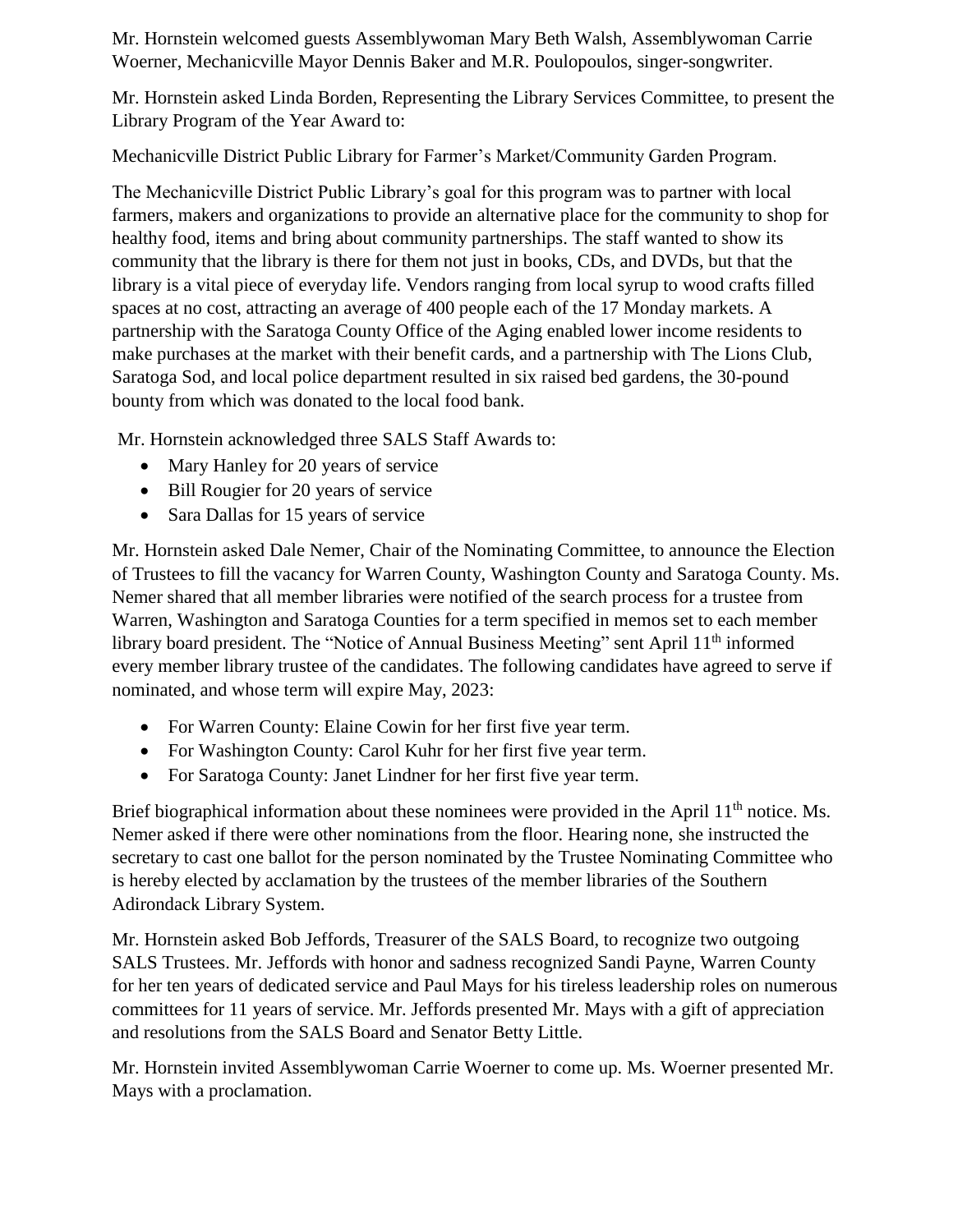Mr. Hornstein welcomed guests Assemblywoman Mary Beth Walsh, Assemblywoman Carrie Woerner, Mechanicville Mayor Dennis Baker and M.R. Poulopoulos, singer-songwriter.

Mr. Hornstein asked Linda Borden, Representing the Library Services Committee, to present the Library Program of the Year Award to:

Mechanicville District Public Library for Farmer's Market/Community Garden Program.

The Mechanicville District Public Library's goal for this program was to partner with local farmers, makers and organizations to provide an alternative place for the community to shop for healthy food, items and bring about community partnerships. The staff wanted to show its community that the library is there for them not just in books, CDs, and DVDs, but that the library is a vital piece of everyday life. Vendors ranging from local syrup to wood crafts filled spaces at no cost, attracting an average of 400 people each of the 17 Monday markets. A partnership with the Saratoga County Office of the Aging enabled lower income residents to make purchases at the market with their benefit cards, and a partnership with The Lions Club, Saratoga Sod, and local police department resulted in six raised bed gardens, the 30-pound bounty from which was donated to the local food bank.

Mr. Hornstein acknowledged three SALS Staff Awards to:

- Mary Hanley for 20 years of service
- Bill Rougier for 20 years of service
- Sara Dallas for 15 years of service

Mr. Hornstein asked Dale Nemer, Chair of the Nominating Committee, to announce the Election of Trustees to fill the vacancy for Warren County, Washington County and Saratoga County. Ms. Nemer shared that all member libraries were notified of the search process for a trustee from Warren, Washington and Saratoga Counties for a term specified in memos set to each member library board president. The "Notice of Annual Business Meeting" sent April 11th informed every member library trustee of the candidates. The following candidates have agreed to serve if nominated, and whose term will expire May, 2023:

- For Warren County: Elaine Cowin for her first five year term.
- For Washington County: Carol Kuhr for her first five year term.
- For Saratoga County: Janet Lindner for her first five year term.

Brief biographical information about these nominees were provided in the April 11th notice. Ms. Nemer asked if there were other nominations from the floor. Hearing none, she instructed the secretary to cast one ballot for the person nominated by the Trustee Nominating Committee who is hereby elected by acclamation by the trustees of the member libraries of the Southern Adirondack Library System.

Mr. Hornstein asked Bob Jeffords, Treasurer of the SALS Board, to recognize two outgoing SALS Trustees. Mr. Jeffords with honor and sadness recognized Sandi Payne, Warren County for her ten years of dedicated service and Paul Mays for his tireless leadership roles on numerous committees for 11 years of service. Mr. Jeffords presented Mr. Mays with a gift of appreciation and resolutions from the SALS Board and Senator Betty Little.

Mr. Hornstein invited Assemblywoman Carrie Woerner to come up. Ms. Woerner presented Mr. Mays with a proclamation.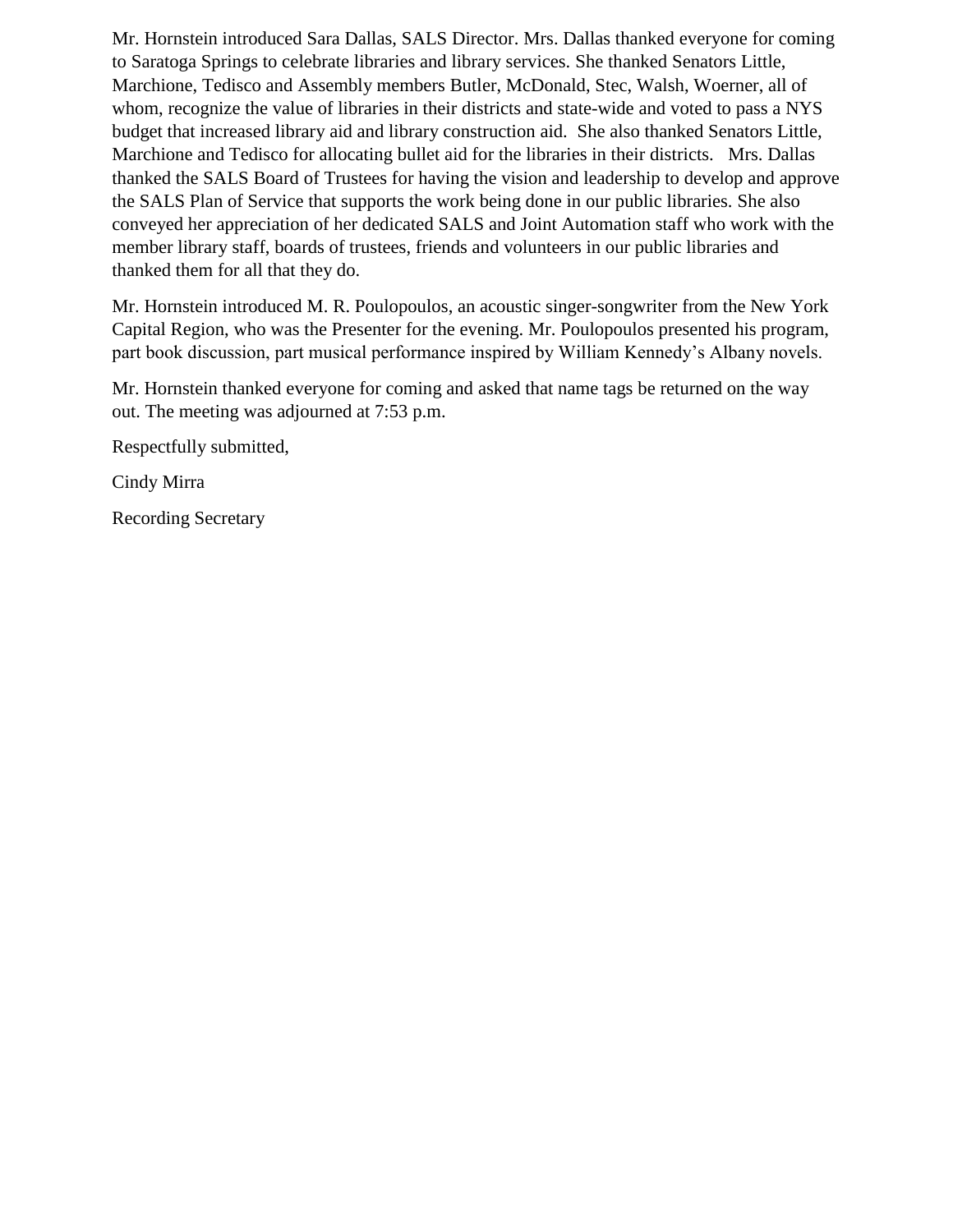Mr. Hornstein introduced Sara Dallas, SALS Director. Mrs. Dallas thanked everyone for coming to Saratoga Springs to celebrate libraries and library services. She thanked Senators Little, Marchione, Tedisco and Assembly members Butler, McDonald, Stec, Walsh, Woerner, all of whom, recognize the value of libraries in their districts and state-wide and voted to pass a NYS budget that increased library aid and library construction aid. She also thanked Senators Little, Marchione and Tedisco for allocating bullet aid for the libraries in their districts. Mrs. Dallas thanked the SALS Board of Trustees for having the vision and leadership to develop and approve the SALS Plan of Service that supports the work being done in our public libraries. She also conveyed her appreciation of her dedicated SALS and Joint Automation staff who work with the member library staff, boards of trustees, friends and volunteers in our public libraries and thanked them for all that they do.

Mr. Hornstein introduced M. R. Poulopoulos, an acoustic singer-songwriter from the New York Capital Region, who was the Presenter for the evening. Mr. Poulopoulos presented his program, part book discussion, part musical performance inspired by William Kennedy's Albany novels.

Mr. Hornstein thanked everyone for coming and asked that name tags be returned on the way out. The meeting was adjourned at 7:53 p.m.

Respectfully submitted,

Cindy Mirra

Recording Secretary